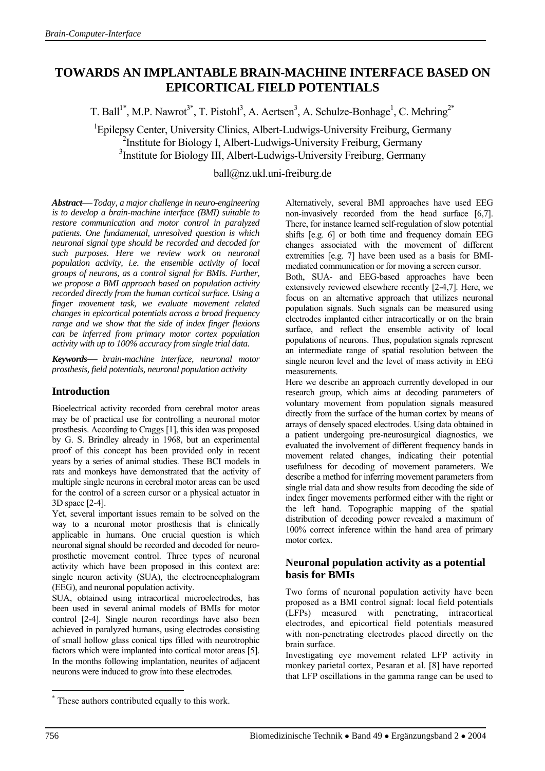# TOWARDS AN IMPLANTABLE BRAIN-MACHINE INTERFACE BASED ON EPICORTICAL FIELD POTENTIALS

T. Ball[1*], M.P. Nawrot[3*], T. Pistohl[3], A. Aertsen[3], A. Schulze-Bonhage[1], C. Mehring[2*]

[1]Epilepsy Center, University Clinics, Albert-Ludwigs-University Freiburg, Germany
[2]Institute for Biology I, Albert-Ludwigs-University Freiburg, Germany
[3]Institute for Biology III, Albert-Ludwigs-University Freiburg, Germany

ball@nz.ukl.uni-freiburg.de

***Abstract*** — *Today, a major challenge in neuro-engineering is to develop a brain-machine interface (BMI) suitable to restore communication and motor control in paralyzed patients. One fundamental, unresolved question is which neuronal signal type should be recorded and decoded for such purposes. Here we review work on neuronal population activity, i.e. the ensemble activity of local groups of neurons, as a control signal for BMIs. Further, we propose a BMI approach based on population activity recorded directly from the human cortical surface. Using a finger movement task, we evaluate movement related changes in epicortical potentials across a broad frequency range and we show that the side of index finger flexions can be inferred from primary motor cortex population activity with up to 100% accuracy from single trial data.*

***Keywords*** — *brain-machine interface, neuronal motor prosthesis, field potentials, neuronal population activity*

## Introduction

Bioelectrical activity recorded from cerebral motor areas may be of practical use for controlling a neuronal motor prosthesis. According to Craggs [1], this idea was proposed by G. S. Brindley already in 1968, but an experimental proof of this concept has been provided only in recent years by a series of animal studies. These BCI models in rats and monkeys have demonstrated that the activity of multiple single neurons in cerebral motor areas can be used for the control of a screen cursor or a physical actuator in 3D space [2-4].

Yet, several important issues remain to be solved on the way to a neuronal motor prosthesis that is clinically applicable in humans. One crucial question is which neuronal signal should be recorded and decoded for neuro-prosthetic movement control. Three types of neuronal activity which have been proposed in this context are: single neuron activity (SUA), the electroencephalogram (EEG), and neuronal population activity.

SUA, obtained using intracortical microelectrodes, has been used in several animal models of BMIs for motor control [2-4]. Single neuron recordings have also been achieved in paralyzed humans, using electrodes consisting of small hollow glass conical tips filled with neurotrophic factors which were implanted into cortical motor areas [5]. In the months following implantation, neurites of adjacent neurons were induced to grow into these electrodes.

Alternatively, several BMI approaches have used EEG non-invasively recorded from the head surface [6,7]. There, for instance learned self-regulation of slow potential shifts [e.g. 6] or both time and frequency domain EEG changes associated with the movement of different extremities [e.g. 7] have been used as a basis for BMI-mediated communication or for moving a screen cursor.

Both, SUA- and EEG-based approaches have been extensively reviewed elsewhere recently [2-4,7]. Here, we focus on an alternative approach that utilizes neuronal population signals. Such signals can be measured using electrodes implanted either intracortically or on the brain surface, and reflect the ensemble activity of local populations of neurons. Thus, population signals represent an intermediate range of spatial resolution between the single neuron level and the level of mass activity in EEG measurements.

Here we describe an approach currently developed in our research group, which aims at decoding parameters of voluntary movement from population signals measured directly from the surface of the human cortex by means of arrays of densely spaced electrodes. Using data obtained in a patient undergoing pre-neurosurgical diagnostics, we evaluated the involvement of different frequency bands in movement related changes, indicating their potential usefulness for decoding of movement parameters. We describe a method for inferring movement parameters from single trial data and show results from decoding the side of index finger movements performed either with the right or the left hand. Topographic mapping of the spatial distribution of decoding power revealed a maximum of 100% correct inference within the hand area of primary motor cortex.

## Neuronal population activity as a potential basis for BMIs

Two forms of neuronal population activity have been proposed as a BMI control signal: local field potentials (LFPs) measured with penetrating, intracortical electrodes, and epicortical field potentials measured with non-penetrating electrodes placed directly on the brain surface.

Investigating eye movement related LFP activity in monkey parietal cortex, Pesaran et al. [8] have reported that LFP oscillations in the gamma range can be used to

[*] These authors contributed equally to this work.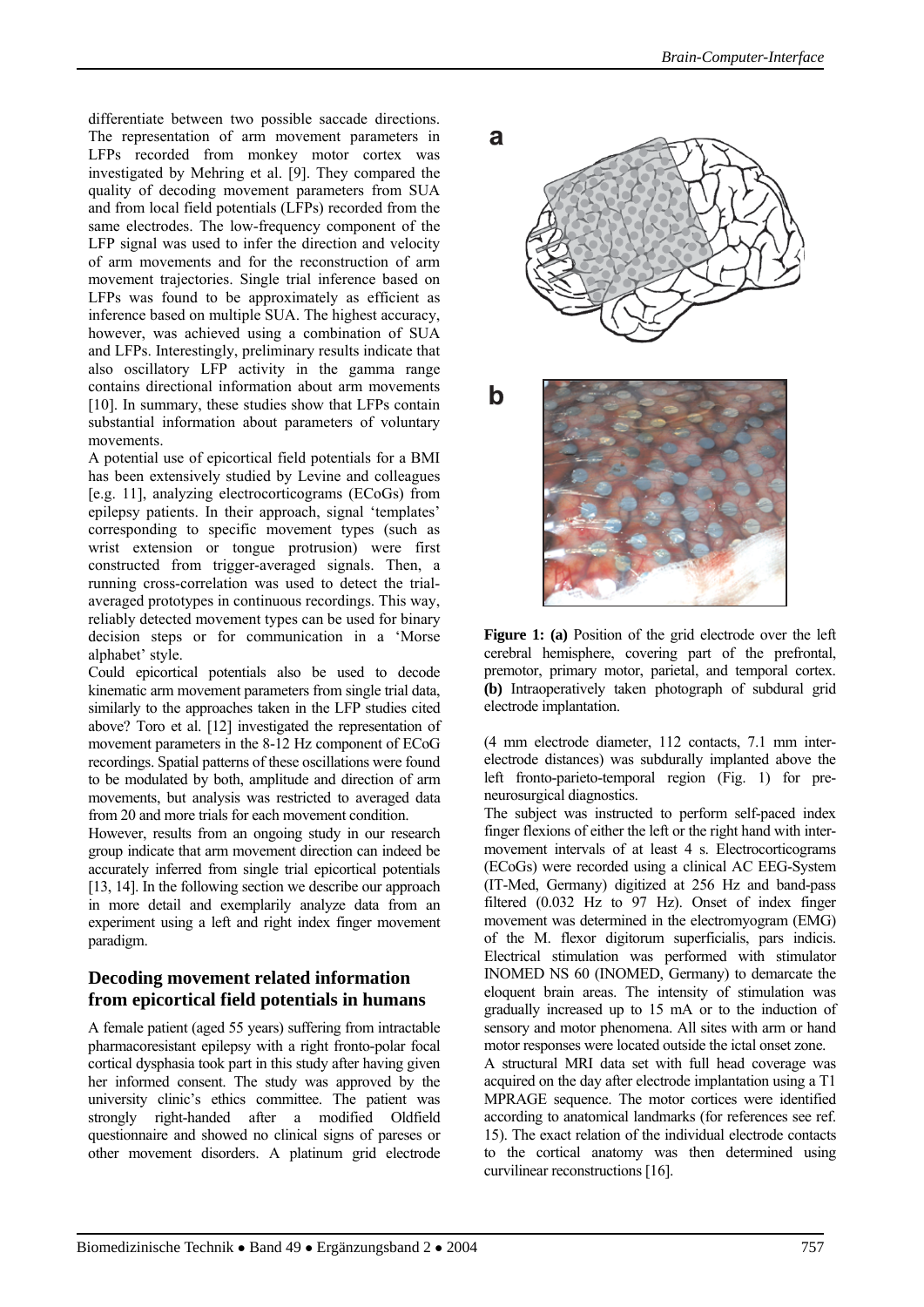differentiate between two possible saccade directions. The representation of arm movement parameters in LFPs recorded from monkey motor cortex was investigated by Mehring et al. [9]. They compared the quality of decoding movement parameters from SUA and from local field potentials (LFPs) recorded from the same electrodes. The low-frequency component of the LFP signal was used to infer the direction and velocity of arm movements and for the reconstruction of arm movement trajectories. Single trial inference based on LFPs was found to be approximately as efficient as inference based on multiple SUA. The highest accuracy, however, was achieved using a combination of SUA and LFPs. Interestingly, preliminary results indicate that also oscillatory LFP activity in the gamma range contains directional information about arm movements [10]. In summary, these studies show that LFPs contain substantial information about parameters of voluntary movements.

A potential use of epicortical field potentials for a BMI has been extensively studied by Levine and colleagues [e.g. 11], analyzing electrocorticograms (ECoGs) from epilepsy patients. In their approach, signal 'templates' corresponding to specific movement types (such as wrist extension or tongue protrusion) were first constructed from trigger-averaged signals. Then, a running cross-correlation was used to detect the trial-averaged prototypes in continuous recordings. This way, reliably detected movement types can be used for binary decision steps or for communication in a 'Morse alphabet' style.

Could epicortical potentials also be used to decode kinematic arm movement parameters from single trial data, similarly to the approaches taken in the LFP studies cited above? Toro et al. [12] investigated the representation of movement parameters in the 8-12 Hz component of ECoG recordings. Spatial patterns of these oscillations were found to be modulated by both, amplitude and direction of arm movements, but analysis was restricted to averaged data from 20 and more trials for each movement condition.

However, results from an ongoing study in our research group indicate that arm movement direction can indeed be accurately inferred from single trial epicortical potentials [13, 14]. In the following section we describe our approach in more detail and exemplarily analyze data from an experiment using a left and right index finger movement paradigm.

## Decoding movement related information from epicortical field potentials in humans

A female patient (aged 55 years) suffering from intractable pharmacoresistant epilepsy with a right fronto-polar focal cortical dysphasia took part in this study after having given her informed consent. The study was approved by the university clinic's ethics committee. The patient was strongly right-handed after a modified Oldfield questionnaire and showed no clinical signs of pareses or other movement disorders. A platinum grid electrode (4 mm electrode diameter, 112 contacts, 7.1 mm inter-electrode distances) was subdurally implanted above the left fronto-parieto-temporal region (Fig. 1) for pre-neurosurgical diagnostics.

**Figure 1: (a)** Position of the grid electrode over the left cerebral hemisphere, covering part of the prefrontal, premotor, primary motor, parietal, and temporal cortex. **(b)** Intraoperatively taken photograph of subdural grid electrode implantation.

The subject was instructed to perform self-paced index finger flexions of either the left or the right hand with inter-movement intervals of at least 4 s. Electrocorticograms (ECoGs) were recorded using a clinical AC EEG-System (IT-Med, Germany) digitized at 256 Hz and band-pass filtered (0.032 Hz to 97 Hz). Onset of index finger movement was determined in the electromyogram (EMG) of the M. flexor digitorum superficialis, pars indicis. Electrical stimulation was performed with stimulator INOMED NS 60 (INOMED, Germany) to demarcate the eloquent brain areas. The intensity of stimulation was gradually increased up to 15 mA or to the induction of sensory and motor phenomena. All sites with arm or hand motor responses were located outside the ictal onset zone.

A structural MRI data set with full head coverage was acquired on the day after electrode implantation using a T1 MPRAGE sequence. The motor cortices were identified according to anatomical landmarks (for references see ref. 15). The exact relation of the individual electrode contacts to the cortical anatomy was then determined using curvilinear reconstructions [16].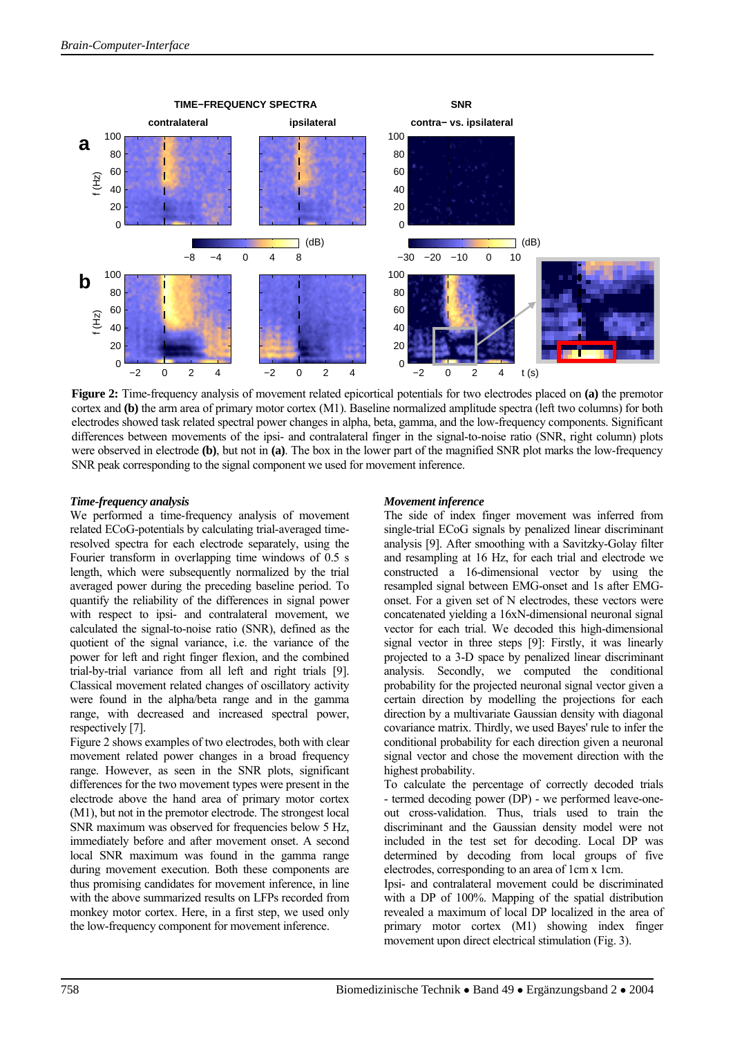**Figure 2:** Time-frequency analysis of movement related epicortical potentials for two electrodes placed on **(a)** the premotor cortex and **(b)** the arm area of primary motor cortex (M1). Baseline normalized amplitude spectra (left two columns) for both electrodes showed task related spectral power changes in alpha, beta, gamma, and the low-frequency components. Significant differences between movements of the ipsi- and contralateral finger in the signal-to-noise ratio (SNR, right column) plots were observed in electrode **(b)**, but not in **(a)**. The box in the lower part of the magnified SNR plot marks the low-frequency SNR peak corresponding to the signal component we used for movement inference.

### *Time-frequency analysis*

We performed a time-frequency analysis of movement related ECoG-potentials by calculating trial-averaged time-resolved spectra for each electrode separately, using the Fourier transform in overlapping time windows of 0.5 s length, which were subsequently normalized by the trial averaged power during the preceding baseline period. To quantify the reliability of the differences in signal power with respect to ipsi- and contralateral movement, we calculated the signal-to-noise ratio (SNR), defined as the quotient of the signal variance, i.e. the variance of the power for left and right finger flexion, and the combined trial-by-trial variance from all left and right trials [9]. Classical movement related changes of oscillatory activity were found in the alpha/beta range and in the gamma range, with decreased and increased spectral power, respectively [7].

Figure 2 shows examples of two electrodes, both with clear movement related power changes in a broad frequency range. However, as seen in the SNR plots, significant differences for the two movement types were present in the electrode above the hand area of primary motor cortex (M1), but not in the premotor electrode. The strongest local SNR maximum was observed for frequencies below 5 Hz, immediately before and after movement onset. A second local SNR maximum was found in the gamma range during movement execution. Both these components are thus promising candidates for movement inference, in line with the above summarized results on LFPs recorded from monkey motor cortex. Here, in a first step, we used only the low-frequency component for movement inference.

### *Movement inference*

The side of index finger movement was inferred from single-trial ECoG signals by penalized linear discriminant analysis [9]. After smoothing with a Savitzky-Golay filter and resampling at 16 Hz, for each trial and electrode we constructed a 16-dimensional vector by using the resampled signal between EMG-onset and 1s after EMG-onset. For a given set of N electrodes, these vectors were concatenated yielding a 16xN-dimensional neuronal signal vector for each trial. We decoded this high-dimensional signal vector in three steps [9]: Firstly, it was linearly projected to a 3-D space by penalized linear discriminant analysis. Secondly, we computed the conditional probability for the projected neuronal signal vector given a certain direction by modelling the projections for each direction by a multivariate Gaussian density with diagonal covariance matrix. Thirdly, we used Bayes' rule to infer the conditional probability for each direction given a neuronal signal vector and chose the movement direction with the highest probability.

To calculate the percentage of correctly decoded trials - termed decoding power (DP) - we performed leave-one-out cross-validation. Thus, trials used to train the discriminant and the Gaussian density model were not included in the test set for decoding. Local DP was determined by decoding from local groups of five electrodes, corresponding to an area of 1cm x 1cm.

Ipsi- and contralateral movement could be discriminated with a DP of 100%. Mapping of the spatial distribution revealed a maximum of local DP localized in the area of primary motor cortex (M1) showing index finger movement upon direct electrical stimulation (Fig. 3).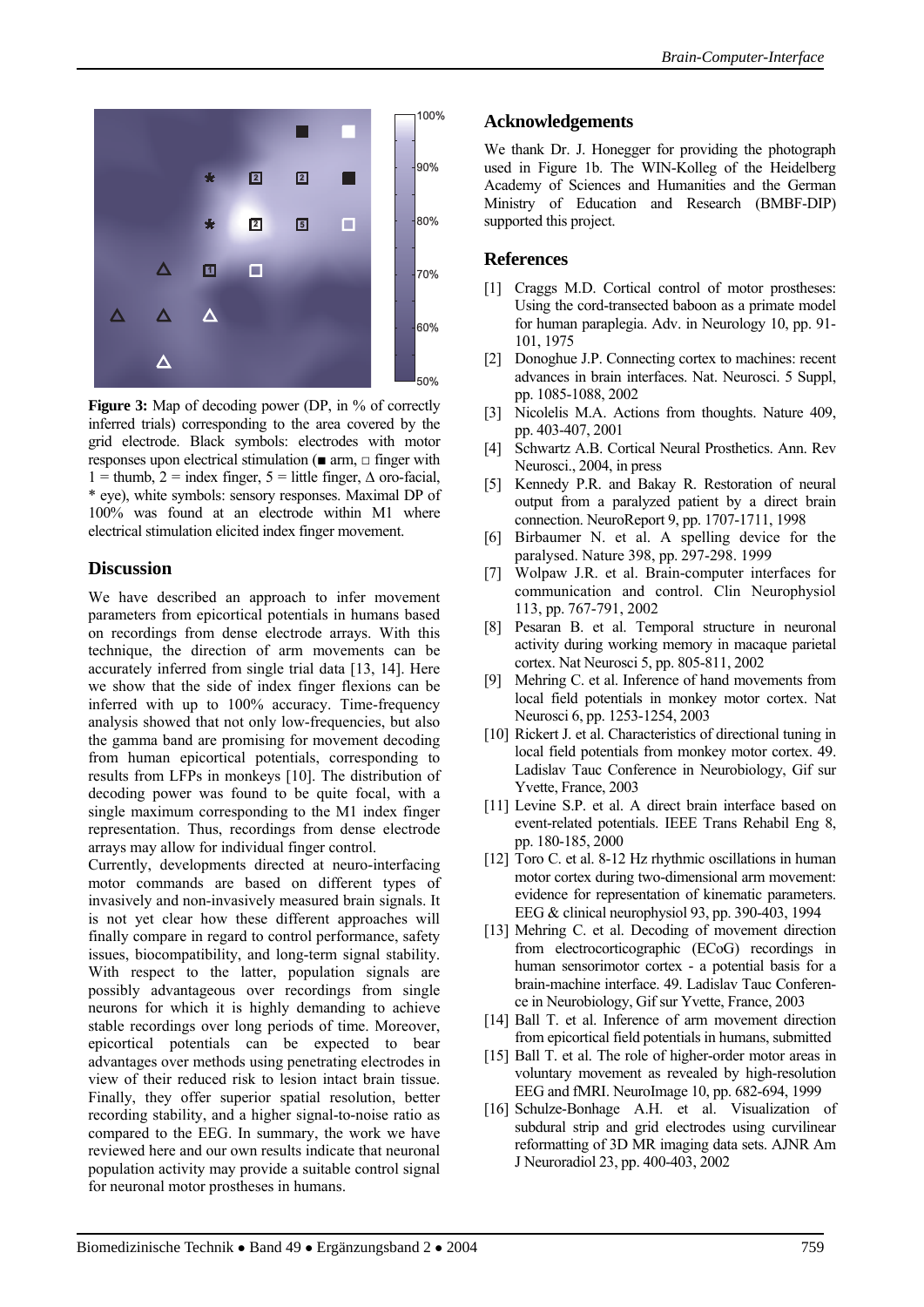100%

90%

80%

70%

60%

50%

**Figure 3:** Map of decoding power (DP, in % of correctly inferred trials) corresponding to the area covered by the grid electrode. Black symbols: electrodes with motor responses upon electrical stimulation (■ arm, □ finger with 1 = thumb, 2 = index finger, 5 = little finger, Δ oro-facial, * eye), white symbols: sensory responses. Maximal DP of 100% was found at an electrode within M1 where electrical stimulation elicited index finger movement.

## Discussion

We have described an approach to infer movement parameters from epicortical potentials in humans based on recordings from dense electrode arrays. With this technique, the direction of arm movements can be accurately inferred from single trial data [13, 14]. Here we show that the side of index finger flexions can be inferred with up to 100% accuracy. Time-frequency analysis showed that not only low-frequencies, but also the gamma band are promising for movement decoding from human epicortical potentials, corresponding to results from LFPs in monkeys [10]. The distribution of decoding power was found to be quite focal, with a single maximum corresponding to the M1 index finger representation. Thus, recordings from dense electrode arrays may allow for individual finger control.

Currently, developments directed at neuro-interfacing motor commands are based on different types of invasively and non-invasively measured brain signals. It is not yet clear how these different approaches will finally compare in regard to control performance, safety issues, biocompatibility, and long-term signal stability. With respect to the latter, population signals are possibly advantageous over recordings from single neurons for which it is highly demanding to achieve stable recordings over long periods of time. Moreover, epicortical potentials can be expected to bear advantages over methods using penetrating electrodes in view of their reduced risk to lesion intact brain tissue. Finally, they offer superior spatial resolution, better recording stability, and a higher signal-to-noise ratio as compared to the EEG. In summary, the work we have reviewed here and our own results indicate that neuronal population activity may provide a suitable control signal for neuronal motor prostheses in humans.

## Acknowledgements

We thank Dr. J. Honegger for providing the photograph used in Figure 1b. The WIN-Kolleg of the Heidelberg Academy of Sciences and Humanities and the German Ministry of Education and Research (BMBF-DIP) supported this project.

## References

[1] Craggs M.D. Cortical control of motor prostheses: Using the cord-transected baboon as a primate model for human paraplegia. Adv. in Neurology 10, pp. 91-101, 1975

[2] Donoghue J.P. Connecting cortex to machines: recent advances in brain interfaces. Nat. Neurosci. 5 Suppl, pp. 1085-1088, 2002

[3] Nicolelis M.A. Actions from thoughts. Nature 409, pp. 403-407, 2001

[4] Schwartz A.B. Cortical Neural Prosthetics. Ann. Rev Neurosci., 2004, in press

[5] Kennedy P.R. and Bakay R. Restoration of neural output from a paralyzed patient by a direct brain connection. NeuroReport 9, pp. 1707-1711, 1998

[6] Birbaumer N. et al. A spelling device for the paralysed. Nature 398, pp. 297-298. 1999

[7] Wolpaw J.R. et al. Brain-computer interfaces for communication and control. Clin Neurophysiol 113, pp. 767-791, 2002

[8] Pesaran B. et al. Temporal structure in neuronal activity during working memory in macaque parietal cortex. Nat Neurosci 5, pp. 805-811, 2002

[9] Mehring C. et al. Inference of hand movements from local field potentials in monkey motor cortex. Nat Neurosci 6, pp. 1253-1254, 2003

[10] Rickert J. et al. Characteristics of directional tuning in local field potentials from monkey motor cortex. 49. Ladislav Tauc Conference in Neurobiology, Gif sur Yvette, France, 2003

[11] Levine S.P. et al. A direct brain interface based on event-related potentials. IEEE Trans Rehabil Eng 8, pp. 180-185, 2000

[12] Toro C. et al. 8-12 Hz rhythmic oscillations in human motor cortex during two-dimensional arm movement: evidence for representation of kinematic parameters. EEG & clinical neurophysiol 93, pp. 390-403, 1994

[13] Mehring C. et al. Decoding of movement direction from electrocorticographic (ECoG) recordings in human sensorimotor cortex - a potential basis for a brain-machine interface. 49. Ladislav Tauc Conference in Neurobiology, Gif sur Yvette, France, 2003

[14] Ball T. et al. Inference of arm movement direction from epicortical field potentials in humans, submitted

[15] Ball T. et al. The role of higher-order motor areas in voluntary movement as revealed by high-resolution EEG and fMRI. NeuroImage 10, pp. 682-694, 1999

[16] Schulze-Bonhage A.H. et al. Visualization of subdural strip and grid electrodes using curvilinear reformatting of 3D MR imaging data sets. AJNR Am J Neuroradiol 23, pp. 400-403, 2002